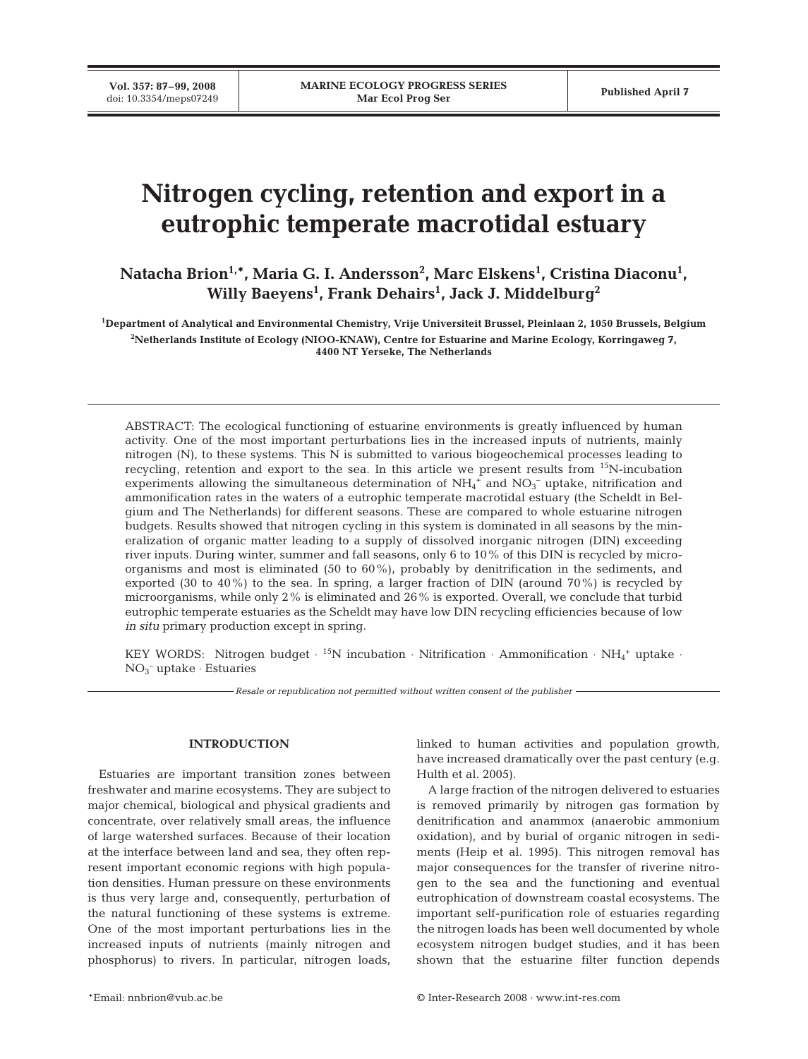# Nitrogen cycling, retention and export in a eutrophic temperate macrotidal estuary

**Natacha Brion[1,*], Maria G. I. Andersson[2], Marc Elskens[1], Cristina Diaconu[1], Willy Baeyens[1], Frank Dehairs[1], Jack J. Middelburg[2]**

[1]Department of Analytical and Environmental Chemistry, Vrije Universiteit Brussel, Pleinlaan 2, 1050 Brussels, Belgium

[2]Netherlands Institute of Ecology (NIOO-KNAW), Centre for Estuarine and Marine Ecology, Korringaweg 7, 4400 NT Yerseke, The Netherlands

ABSTRACT: The ecological functioning of estuarine environments is greatly influenced by human activity. One of the most important perturbations lies in the increased inputs of nutrients, mainly nitrogen (N), to these systems. This N is submitted to various biogeochemical processes leading to recycling, retention and export to the sea. In this article we present results from $^{15}N$-incubation experiments allowing the simultaneous determination of $NH_4^+$ and $NO_3^-$ uptake, nitrification and ammonification rates in the waters of a eutrophic temperate macrotidal estuary (the Scheldt in Belgium and The Netherlands) for different seasons. These are compared to whole estuarine nitrogen budgets. Results showed that nitrogen cycling in this system is dominated in all seasons by the mineralization of organic matter leading to a supply of dissolved inorganic nitrogen (DIN) exceeding river inputs. During winter, summer and fall seasons, only 6 to 10% of this DIN is recycled by microorganisms and most is eliminated (50 to 60%), probably by denitrification in the sediments, and exported (30 to 40%) to the sea. In spring, a larger fraction of DIN (around 70%) is recycled by microorganisms, while only 2% is eliminated and 26% is exported. Overall, we conclude that turbid eutrophic temperate estuaries as the Scheldt may have low DIN recycling efficiencies because of low *in situ* primary production except in spring.

KEY WORDS: Nitrogen budget · $^{15}N$ incubation · Nitrification · Ammonification · $NH_4^+$ uptake · $NO_3^-$ uptake · Estuaries

*Resale or republication not permitted without written consent of the publisher*

## INTRODUCTION

Estuaries are important transition zones between freshwater and marine ecosystems. They are subject to major chemical, biological and physical gradients and concentrate, over relatively small areas, the influence of large watershed surfaces. Because of their location at the interface between land and sea, they often represent important economic regions with high population densities. Human pressure on these environments is thus very large and, consequently, perturbation of the natural functioning of these systems is extreme. One of the most important perturbations lies in the increased inputs of nutrients (mainly nitrogen and phosphorus) to rivers. In particular, nitrogen loads, linked to human activities and population growth, have increased dramatically over the past century (e.g. Hulth et al. 2005).

A large fraction of the nitrogen delivered to estuaries is removed primarily by nitrogen gas formation by denitrification and anammox (anaerobic ammonium oxidation), and by burial of organic nitrogen in sediments (Heip et al. 1995). This nitrogen removal has major consequences for the transfer of riverine nitrogen to the sea and the functioning and eventual eutrophication of downstream coastal ecosystems. The important self-purification role of estuaries regarding the nitrogen loads has been well documented by whole ecosystem nitrogen budget studies, and it has been shown that the estuarine filter function depends

*Email: nnbrion@vub.ac.be

© Inter-Research 2008 · www.int-res.com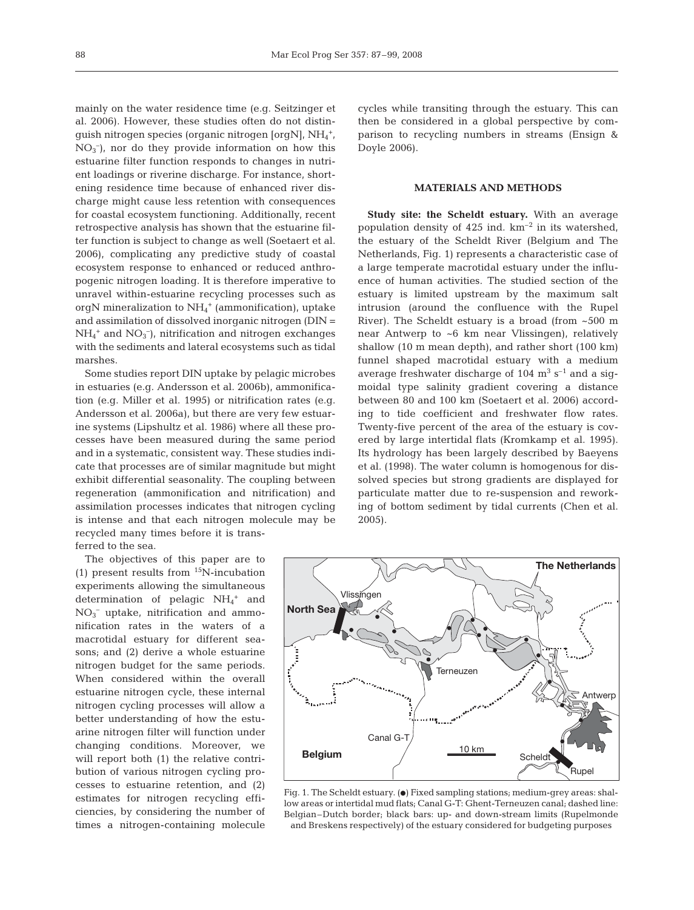mainly on the water residence time (e.g. Seitzinger et al. 2006). However, these studies often do not distinguish nitrogen species (organic nitrogen [orgN], $NH_4^+$, $NO_3^-$), nor do they provide information on how this estuarine filter function responds to changes in nutrient loadings or riverine discharge. For instance, shortening residence time because of enhanced river discharge might cause less retention with consequences for coastal ecosystem functioning. Additionally, recent retrospective analysis has shown that the estuarine filter function is subject to change as well (Soetaert et al. 2006), complicating any predictive study of coastal ecosystem response to enhanced or reduced anthropogenic nitrogen loading. It is therefore imperative to unravel within-estuarine recycling processes such as orgN mineralization to $NH_4^+$ (ammonification), uptake and assimilation of dissolved inorganic nitrogen (DIN = $NH_4^+$ and $NO_3^-$), nitrification and nitrogen exchanges with the sediments and lateral ecosystems such as tidal marshes.

Some studies report DIN uptake by pelagic microbes in estuaries (e.g. Andersson et al. 2006b), ammonification (e.g. Miller et al. 1995) or nitrification rates (e.g. Andersson et al. 2006a), but there are very few estuarine systems (Lipshultz et al. 1986) where all these processes have been measured during the same period and in a systematic, consistent way. These studies indicate that processes are of similar magnitude but might exhibit differential seasonality. The coupling between regeneration (ammonification and nitrification) and assimilation processes indicates that nitrogen cycling is intense and that each nitrogen molecule may be recycled many times before it is transferred to the sea.

The objectives of this paper are to (1) present results from $^{15}N$-incubation experiments allowing the simultaneous determination of pelagic $NH_4^+$ and $NO_3^-$ uptake, nitrification and ammonification rates in the waters of a macrotidal estuary for different seasons; and (2) derive a whole estuarine nitrogen budget for the same periods. When considered within the overall estuarine nitrogen cycle, these internal nitrogen cycling processes will allow a better understanding of how the estuarine nitrogen filter will function under changing conditions. Moreover, we will report both (1) the relative contribution of various nitrogen cycling processes to estuarine retention, and (2) estimates for nitrogen recycling efficiencies, by considering the number of times a nitrogen-containing molecule cycles while transiting through the estuary. This can then be considered in a global perspective by comparison to recycling numbers in streams (Ensign & Doyle 2006).

## MATERIALS AND METHODS

**Study site: the Scheldt estuary.** With an average population density of 425 ind. $km^{-2}$ in its watershed, the estuary of the Scheldt River (Belgium and The Netherlands, Fig. 1) represents a characteristic case of a large temperate macrotidal estuary under the influence of human activities. The studied section of the estuary is limited upstream by the maximum salt intrusion (around the confluence with the Rupel River). The Scheldt estuary is a broad (from ~500 m near Antwerp to ~6 km near Vlissingen), relatively shallow (10 m mean depth), and rather short (100 km) funnel shaped macrotidal estuary with a medium average freshwater discharge of 104 $m^3$ $s^{-1}$ and a sigmoidal type salinity gradient covering a distance between 80 and 100 km (Soetaert et al. 2006) according to tide coefficient and freshwater flow rates. Twenty-five percent of the area of the estuary is covered by large intertidal flats (Kromkamp et al. 1995). Its hydrology has been largely described by Baeyens et al. (1998). The water column is homogenous for dissolved species but strong gradients are displayed for particulate matter due to re-suspension and reworking of bottom sediment by tidal currents (Chen et al. 2005).

Fig. 1. The Scheldt estuary. (●) Fixed sampling stations; medium-grey areas: shallow areas or intertidal mud flats; Canal G-T: Ghent-Terneuzen canal; dashed line: Belgian–Dutch border; black bars: up- and down-stream limits (Rupelmonde and Breskens respectively) of the estuary considered for budgeting purposes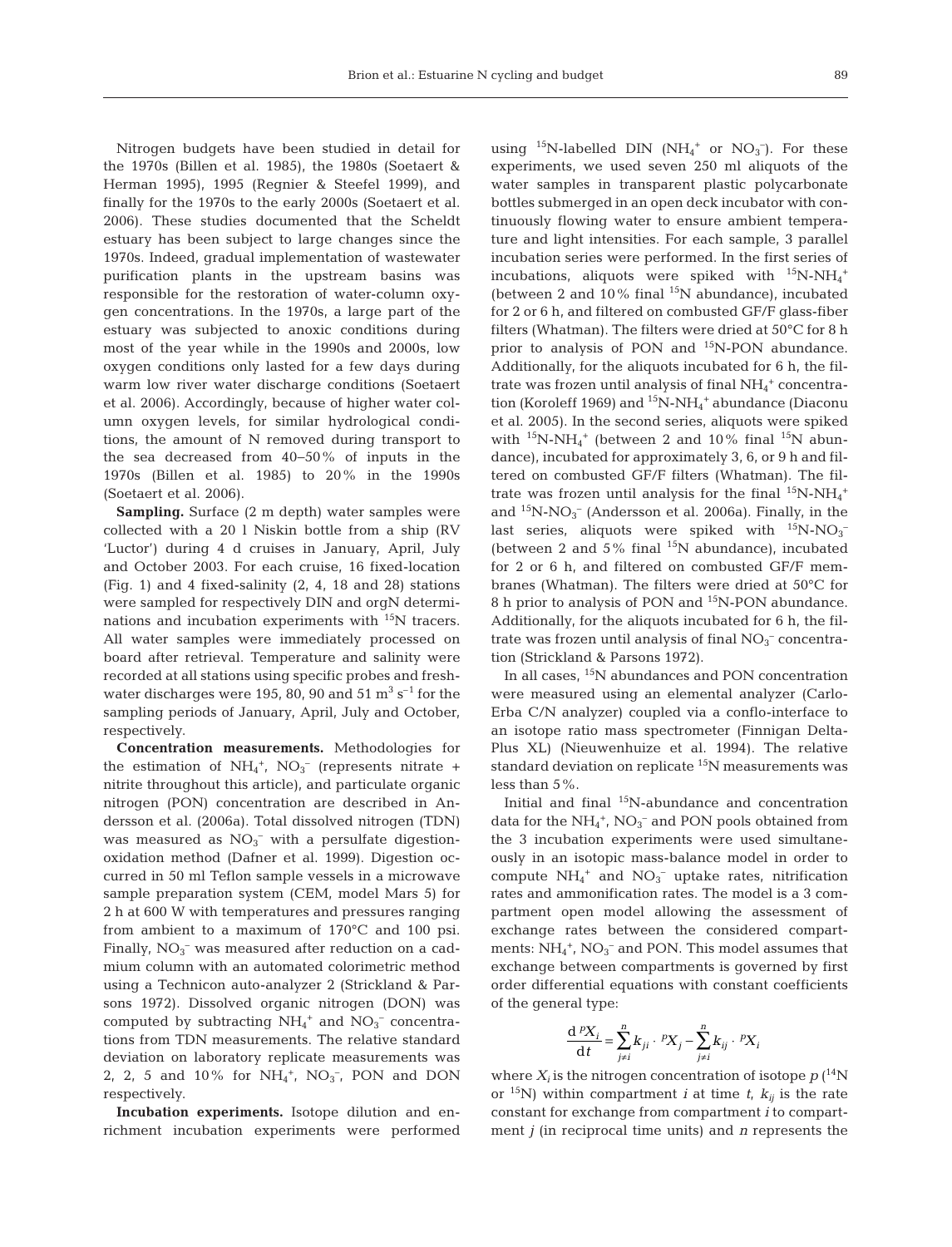Nitrogen budgets have been studied in detail for the 1970s (Billen et al. 1985), the 1980s (Soetaert & Herman 1995), 1995 (Regnier & Steefel 1999), and finally for the 1970s to the early 2000s (Soetaert et al. 2006). These studies documented that the Scheldt estuary has been subject to large changes since the 1970s. Indeed, gradual implementation of wastewater purification plants in the upstream basins was responsible for the restoration of water-column oxygen concentrations. In the 1970s, a large part of the estuary was subjected to anoxic conditions during most of the year while in the 1990s and 2000s, low oxygen conditions only lasted for a few days during warm low river water discharge conditions (Soetaert et al. 2006). Accordingly, because of higher water column oxygen levels, for similar hydrological conditions, the amount of N removed during transport to the sea decreased from 40–50% of inputs in the 1970s (Billen et al. 1985) to 20% in the 1990s (Soetaert et al. 2006).

**Sampling.** Surface (2 m depth) water samples were collected with a 20 l Niskin bottle from a ship (RV 'Luctor') during 4 d cruises in January, April, July and October 2003. For each cruise, 16 fixed-location (Fig. 1) and 4 fixed-salinity (2, 4, 18 and 28) stations were sampled for respectively DIN and orgN determinations and incubation experiments with $^{15}N$ tracers. All water samples were immediately processed on board after retrieval. Temperature and salinity were recorded at all stations using specific probes and freshwater discharges were 195, 80, 90 and 51 $m^3$ $s^{-1}$ for the sampling periods of January, April, July and October, respectively.

**Concentration measurements.** Methodologies for the estimation of $NH_4^+$, $NO_3^-$ (represents nitrate + nitrite throughout this article), and particulate organic nitrogen (PON) concentration are described in Andersson et al. (2006a). Total dissolved nitrogen (TDN) was measured as $NO_3^-$ with a persulfate digestion-oxidation method (Dafner et al. 1999). Digestion occurred in 50 ml Teflon sample vessels in a microwave sample preparation system (CEM, model Mars 5) for 2 h at 600 W with temperatures and pressures ranging from ambient to a maximum of 170°C and 100 psi. Finally, $NO_3^-$ was measured after reduction on a cadmium column with an automated colorimetric method using a Technicon auto-analyzer 2 (Strickland & Parsons 1972). Dissolved organic nitrogen (DON) was computed by subtracting $NH_4^+$ and $NO_3^-$ concentrations from TDN measurements. The relative standard deviation on laboratory replicate measurements was 2, 2, 5 and 10% for $NH_4^+$, $NO_3^-$, PON and DON respectively.

**Incubation experiments.** Isotope dilution and enrichment incubation experiments were performed using $^{15}N$-labelled DIN ($NH_4^+$ or $NO_3^-$). For these experiments, we used seven 250 ml aliquots of the water samples in transparent plastic polycarbonate bottles submerged in an open deck incubator with continuously flowing water to ensure ambient temperature and light intensities. For each sample, 3 parallel incubation series were performed. In the first series of incubations, aliquots were spiked with $^{15}N$-$NH_4^+$ (between 2 and 10% final $^{15}N$ abundance), incubated for 2 or 6 h, and filtered on combusted GF/F glass-fiber filters (Whatman). The filters were dried at 50°C for 8 h prior to analysis of PON and $^{15}N$-PON abundance. Additionally, for the aliquots incubated for 6 h, the filtrate was frozen until analysis of final $NH_4^+$ concentration (Koroleff 1969) and $^{15}N$-$NH_4^+$ abundance (Diaconu et al. 2005). In the second series, aliquots were spiked with $^{15}N$-$NH_4^+$ (between 2 and 10% final $^{15}N$ abundance), incubated for approximately 3, 6, or 9 h and filtered on combusted GF/F filters (Whatman). The filtrate was frozen until analysis for the final $^{15}N$-$NH_4^+$ and $^{15}N$-$NO_3^-$ (Andersson et al. 2006a). Finally, in the last series, aliquots were spiked with $^{15}N$-$NO_3^-$ (between 2 and 5% final $^{15}N$ abundance), incubated for 2 or 6 h, and filtered on combusted GF/F membranes (Whatman). The filters were dried at 50°C for 8 h prior to analysis of PON and $^{15}N$-PON abundance. Additionally, for the aliquots incubated for 6 h, the filtrate was frozen until analysis of final $NO_3^-$ concentration (Strickland & Parsons 1972).

In all cases, $^{15}N$ abundances and PON concentration were measured using an elemental analyzer (Carlo-Erba C/N analyzer) coupled via a conflo-interface to an isotope ratio mass spectrometer (Finnigan Delta-Plus XL) (Nieuwenhuize et al. 1994). The relative standard deviation on replicate $^{15}N$ measurements was less than 5%.

Initial and final $^{15}N$-abundance and concentration data for the $NH_4^+$, $NO_3^-$ and PON pools obtained from the 3 incubation experiments were used simultaneously in an isotopic mass-balance model in order to compute $NH_4^+$ and $NO_3^-$ uptake rates, nitrification rates and ammonification rates. The model is a 3 compartment open model allowing the assessment of exchange rates between the considered compartments: $NH_4^+$, $NO_3^-$ and PON. This model assumes that exchange between compartments is governed by first order differential equations with constant coefficients of the general type:

$$\frac{d\,{}^{p}X_i}{dt} = \sum_{j \neq i}^{n} k_{ji} \cdot {}^{p}X_j - \sum_{j \neq i}^{n} k_{ij} \cdot {}^{p}X_i$$

where $X_i$ is the nitrogen concentration of isotope $p$ ($^{14}N$ or $^{15}N$) within compartment $i$ at time $t$, $k_{ij}$ is the rate constant for exchange from compartment $i$ to compartment $j$ (in reciprocal time units) and $n$ represents the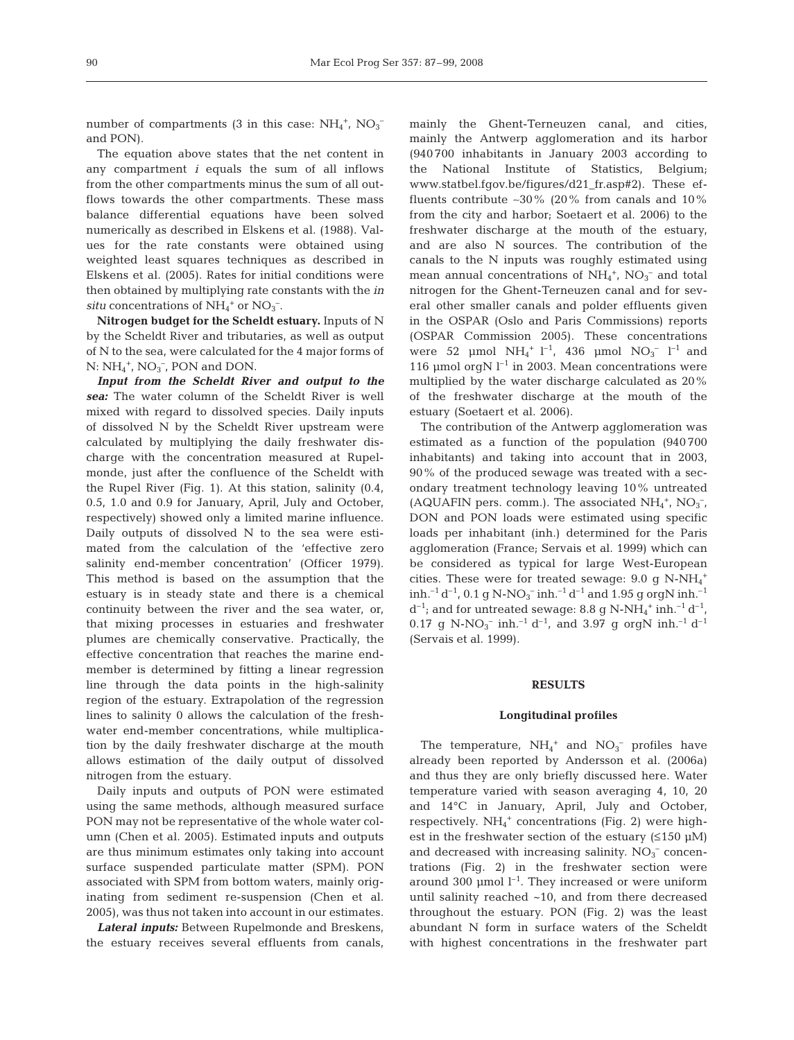number of compartments (3 in this case: $NH_4^+$, $NO_3^-$ and PON).

The equation above states that the net content in any compartment *i* equals the sum of all inflows from the other compartments minus the sum of all outflows towards the other compartments. These mass balance differential equations have been solved numerically as described in Elskens et al. (1988). Values for the rate constants were obtained using weighted least squares techniques as described in Elskens et al. (2005). Rates for initial conditions were then obtained by multiplying rate constants with the *in situ* concentrations of $NH_4^+$ or $NO_3^-$.

**Nitrogen budget for the Scheldt estuary.** Inputs of N by the Scheldt River and tributaries, as well as output of N to the sea, were calculated for the 4 major forms of N: $NH_4^+$, $NO_3^-$, PON and DON.

***Input from the Scheldt River and output to the sea:*** The water column of the Scheldt River is well mixed with regard to dissolved species. Daily inputs of dissolved N by the Scheldt River upstream were calculated by multiplying the daily freshwater discharge with the concentration measured at Rupelmonde, just after the confluence of the Scheldt with the Rupel River (Fig. 1). At this station, salinity (0.4, 0.5, 1.0 and 0.9 for January, April, July and October, respectively) showed only a limited marine influence. Daily outputs of dissolved N to the sea were estimated from the calculation of the 'effective zero salinity end-member concentration' (Officer 1979). This method is based on the assumption that the estuary is in steady state and there is a chemical continuity between the river and the sea water, or, that mixing processes in estuaries and freshwater plumes are chemically conservative. Practically, the effective concentration that reaches the marine end-member is determined by fitting a linear regression line through the data points in the high-salinity region of the estuary. Extrapolation of the regression lines to salinity 0 allows the calculation of the freshwater end-member concentrations, while multiplication by the daily freshwater discharge at the mouth allows estimation of the daily output of dissolved nitrogen from the estuary.

Daily inputs and outputs of PON were estimated using the same methods, although measured surface PON may not be representative of the whole water column (Chen et al. 2005). Estimated inputs and outputs are thus minimum estimates only taking into account surface suspended particulate matter (SPM). PON associated with SPM from bottom waters, mainly originating from sediment re-suspension (Chen et al. 2005), was thus not taken into account in our estimates.

***Lateral inputs:*** Between Rupelmonde and Breskens, the estuary receives several effluents from canals, mainly the Ghent-Terneuzen canal, and cities, mainly the Antwerp agglomeration and its harbor (940 700 inhabitants in January 2003 according to the National Institute of Statistics, Belgium; www.statbel.fgov.be/figures/d21_fr.asp#2). These effluents contribute ~30% (20% from canals and 10% from the city and harbor; Soetaert et al. 2006) to the freshwater discharge at the mouth of the estuary, and are also N sources. The contribution of the canals to the N inputs was roughly estimated using mean annual concentrations of $NH_4^+$, $NO_3^-$ and total nitrogen for the Ghent-Terneuzen canal and for several other smaller canals and polder effluents given in the OSPAR (Oslo and Paris Commissions) reports (OSPAR Commission 2005). These concentrations were 52 µmol $NH_4^+$ $l^{-1}$, 436 µmol $NO_3^-$ $l^{-1}$ and 116 µmol orgN $l^{-1}$ in 2003. Mean concentrations were multiplied by the water discharge calculated as 20% of the freshwater discharge at the mouth of the estuary (Soetaert et al. 2006).

The contribution of the Antwerp agglomeration was estimated as a function of the population (940 700 inhabitants) and taking into account that in 2003, 90% of the produced sewage was treated with a secondary treatment technology leaving 10% untreated (AQUAFIN pers. comm.). The associated $NH_4^+$, $NO_3^-$, DON and PON loads were estimated using specific loads per inhabitant (inh.) determined for the Paris agglomeration (France; Servais et al. 1999) which can be considered as typical for large West-European cities. These were for treated sewage: 9.0 g N-$NH_4^+$ $inh.^{-1}$ $d^{-1}$, 0.1 g N-$NO_3^-$ $inh.^{-1}$ $d^{-1}$ and 1.95 g orgN $inh.^{-1}$ $d^{-1}$; and for untreated sewage: 8.8 g N-$NH_4^+$ $inh.^{-1}$ $d^{-1}$, 0.17 g N-$NO_3^-$ $inh.^{-1}$ $d^{-1}$, and 3.97 g orgN $inh.^{-1}$ $d^{-1}$ (Servais et al. 1999).

## RESULTS

### Longitudinal profiles

The temperature, $NH_4^+$ and $NO_3^-$ profiles have already been reported by Andersson et al. (2006a) and thus they are only briefly discussed here. Water temperature varied with season averaging 4, 10, 20 and 14°C in January, April, July and October, respectively. $NH_4^+$ concentrations (Fig. 2) were highest in the freshwater section of the estuary (≤150 µM) and decreased with increasing salinity. $NO_3^-$ concentrations (Fig. 2) in the freshwater section were around 300 µmol $l^{-1}$. They increased or were uniform until salinity reached ~10, and from there decreased throughout the estuary. PON (Fig. 2) was the least abundant N form in surface waters of the Scheldt with highest concentrations in the freshwater part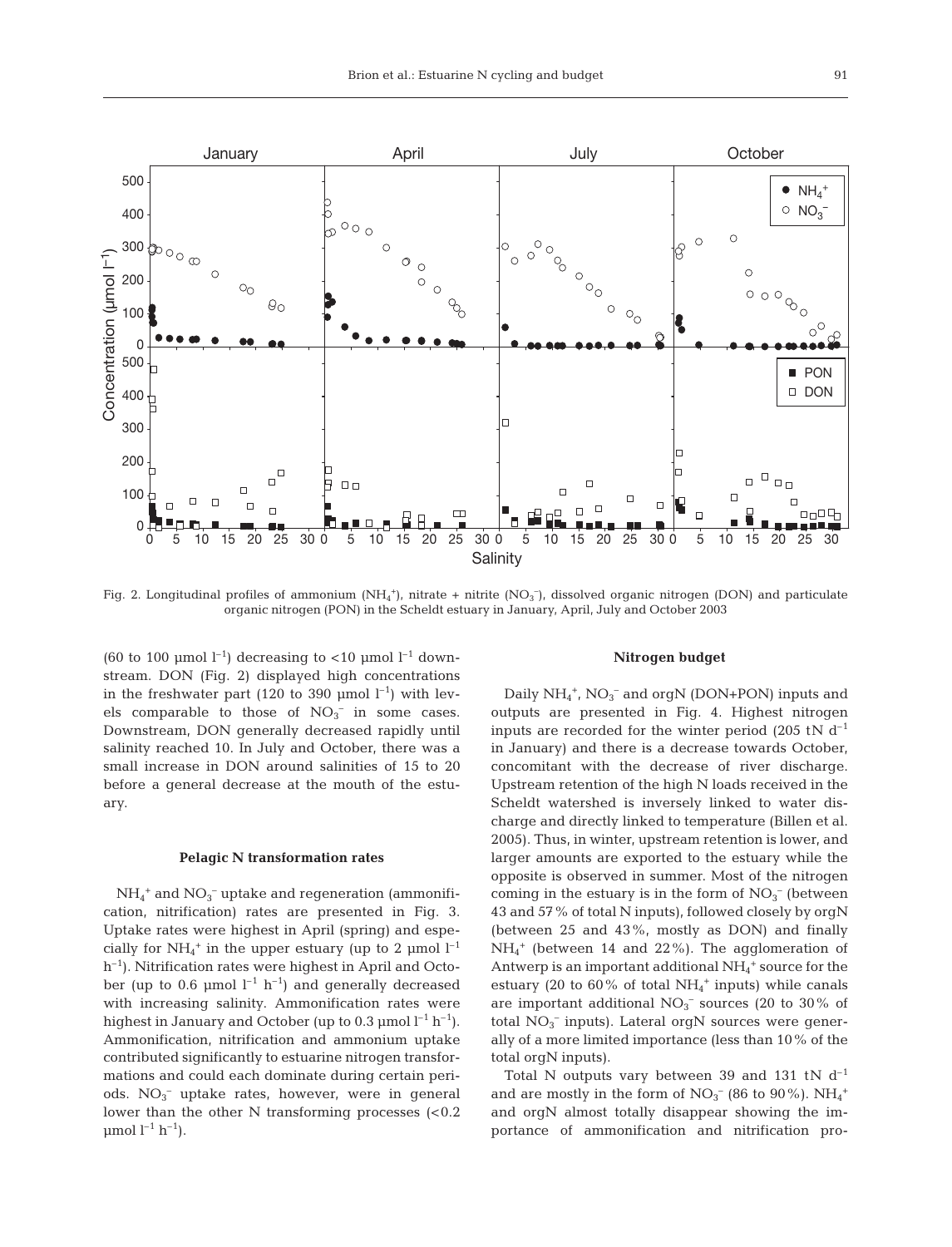Fig. 2. Longitudinal profiles of ammonium ($NH_4^+$), nitrate + nitrite ($NO_3^-$), dissolved organic nitrogen (DON) and particulate organic nitrogen (PON) in the Scheldt estuary in January, April, July and October 2003

(60 to 100 µmol $l^{-1}$) decreasing to <10 µmol $l^{-1}$ downstream. DON (Fig. 2) displayed high concentrations in the freshwater part (120 to 390 µmol $l^{-1}$) with levels comparable to those of $NO_3^-$ in some cases. Downstream, DON generally decreased rapidly until salinity reached 10. In July and October, there was a small increase in DON around salinities of 15 to 20 before a general decrease at the mouth of the estuary.

### Pelagic N transformation rates

$NH_4^+$ and $NO_3^-$ uptake and regeneration (ammonification, nitrification) rates are presented in Fig. 3. Uptake rates were highest in April (spring) and especially for $NH_4^+$ in the upper estuary (up to 2 µmol $l^{-1}$ $h^{-1}$). Nitrification rates were highest in April and October (up to 0.6 µmol $l^{-1}$ $h^{-1}$) and generally decreased with increasing salinity. Ammonification rates were highest in January and October (up to 0.3 µmol $l^{-1}$ $h^{-1}$). Ammonification, nitrification and ammonium uptake contributed significantly to estuarine nitrogen transformations and could each dominate during certain periods. $NO_3^-$ uptake rates, however, were in general lower than the other N transforming processes (<0.2 µmol $l^{-1}$ $h^{-1}$).

### Nitrogen budget

Daily $NH_4^+$, $NO_3^-$ and orgN (DON+PON) inputs and outputs are presented in Fig. 4. Highest nitrogen inputs are recorded for the winter period (205 tN $d^{-1}$ in January) and there is a decrease towards October, concomitant with the decrease of river discharge. Upstream retention of the high N loads received in the Scheldt watershed is inversely linked to water discharge and directly linked to temperature (Billen et al. 2005). Thus, in winter, upstream retention is lower, and larger amounts are exported to the estuary while the opposite is observed in summer. Most of the nitrogen coming in the estuary is in the form of $NO_3^-$ (between 43 and 57% of total N inputs), followed closely by orgN (between 25 and 43%, mostly as DON) and finally $NH_4^+$ (between 14 and 22%). The agglomeration of Antwerp is an important additional $NH_4^+$ source for the estuary (20 to 60% of total $NH_4^+$ inputs) while canals are important additional $NO_3^-$ sources (20 to 30% of total $NO_3^-$ inputs). Lateral orgN sources were generally of a more limited importance (less than 10% of the total orgN inputs).

Total N outputs vary between 39 and 131 tN $d^{-1}$ and are mostly in the form of $NO_3^-$ (86 to 90%). $NH_4^+$ and orgN almost totally disappear showing the importance of ammonification and nitrification pro-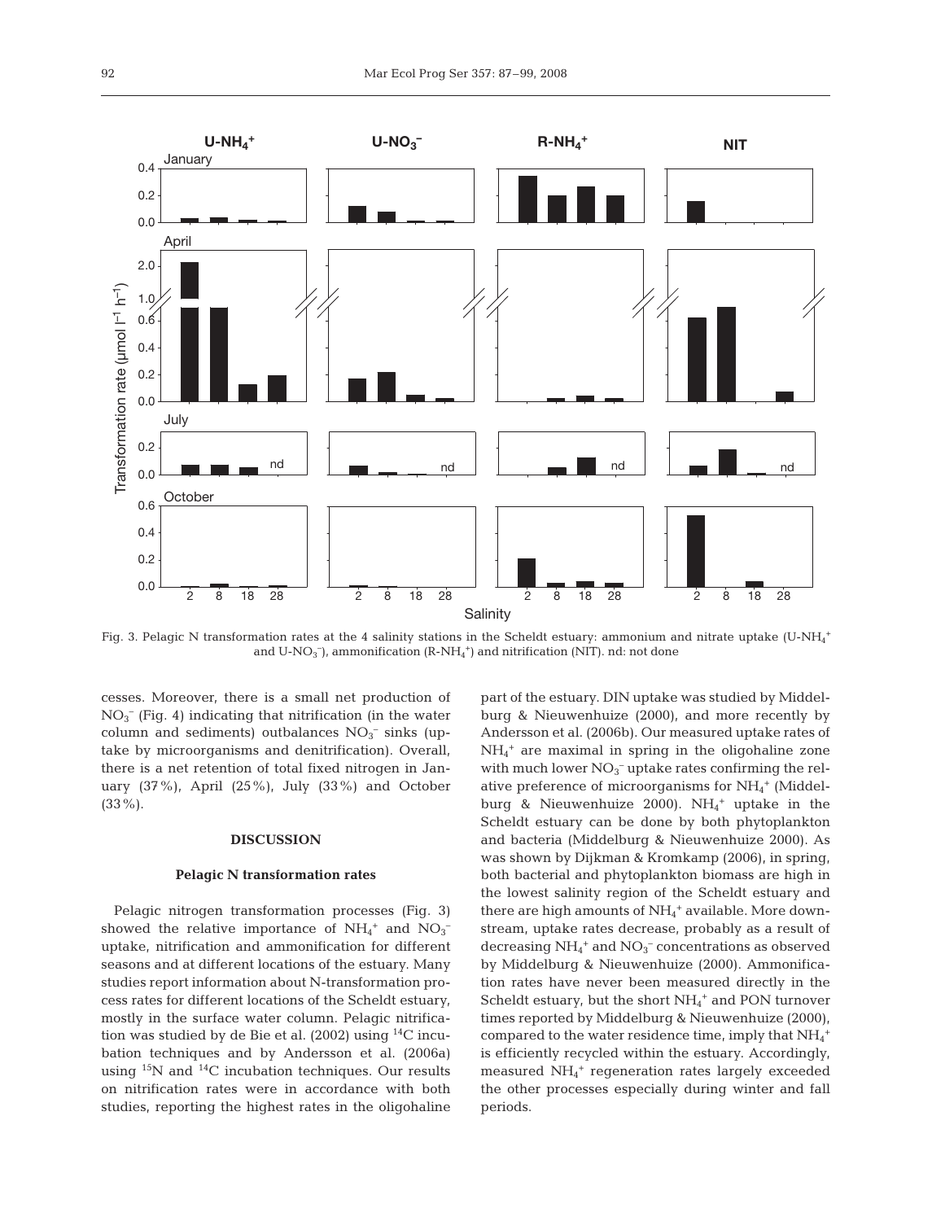Fig. 3. Pelagic N transformation rates at the 4 salinity stations in the Scheldt estuary: ammonium and nitrate uptake ($U\text{-}NH_4^+$ and $U\text{-}NO_3^-$), ammonification ($R\text{-}NH_4^+$) and nitrification (NIT). nd: not done

cesses. Moreover, there is a small net production of $NO_3^-$ (Fig. 4) indicating that nitrification (in the water column and sediments) outbalances $NO_3^-$ sinks (uptake by microorganisms and denitrification). Overall, there is a net retention of total fixed nitrogen in January (37%), April (25%), July (33%) and October (33%).

## DISCUSSION

### Pelagic N transformation rates

Pelagic nitrogen transformation processes (Fig. 3) showed the relative importance of $NH_4^+$ and $NO_3^-$ uptake, nitrification and ammonification for different seasons and at different locations of the estuary. Many studies report information about N-transformation process rates for different locations of the Scheldt estuary, mostly in the surface water column. Pelagic nitrification was studied by de Bie et al. (2002) using $^{14}C$ incubation techniques and by Andersson et al. (2006a) using $^{15}N$ and $^{14}C$ incubation techniques. Our results on nitrification rates were in accordance with both studies, reporting the highest rates in the oligohaline part of the estuary. DIN uptake was studied by Middelburg & Nieuwenhuize (2000), and more recently by Andersson et al. (2006b). Our measured uptake rates of $NH_4^+$ are maximal in spring in the oligohaline zone with much lower $NO_3^-$ uptake rates confirming the relative preference of microorganisms for $NH_4^+$ (Middelburg & Nieuwenhuize 2000). $NH_4^+$ uptake in the Scheldt estuary can be done by both phytoplankton and bacteria (Middelburg & Nieuwenhuize 2000). As was shown by Dijkman & Kromkamp (2006), in spring, both bacterial and phytoplankton biomass are high in the lowest salinity region of the Scheldt estuary and there are high amounts of $NH_4^+$ available. More downstream, uptake rates decrease, probably as a result of decreasing $NH_4^+$ and $NO_3^-$ concentrations as observed by Middelburg & Nieuwenhuize (2000). Ammonification rates have never been measured directly in the Scheldt estuary, but the short $NH_4^+$ and PON turnover times reported by Middelburg & Nieuwenhuize (2000), compared to the water residence time, imply that $NH_4^+$ is efficiently recycled within the estuary. Accordingly, measured $NH_4^+$ regeneration rates largely exceeded the other processes especially during winter and fall periods.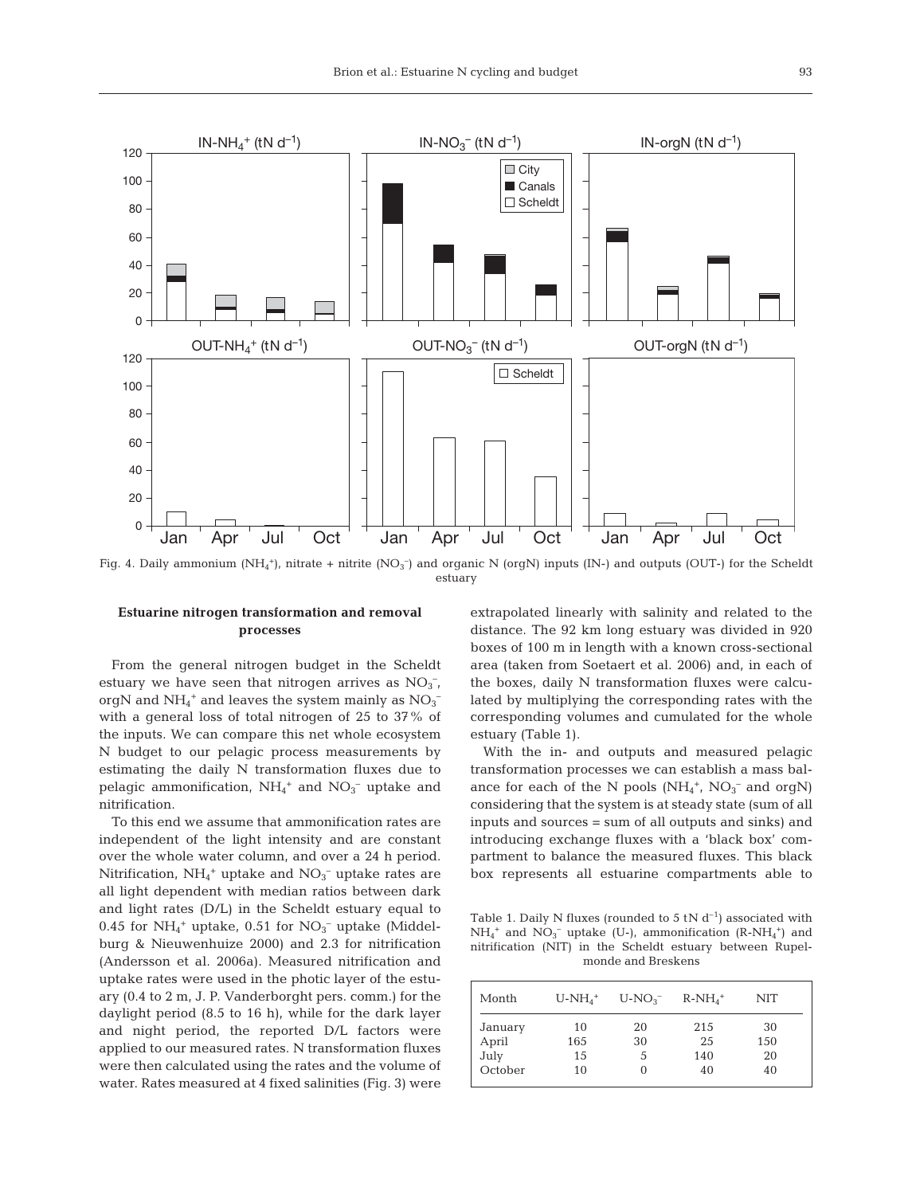Fig. 4. Daily ammonium ($NH_4^+$), nitrate + nitrite ($NO_3^-$) and organic N (orgN) inputs (IN-) and outputs (OUT-) for the Scheldt estuary

### Estuarine nitrogen transformation and removal processes

From the general nitrogen budget in the Scheldt estuary we have seen that nitrogen arrives as $NO_3^-$, orgN and $NH_4^+$ and leaves the system mainly as $NO_3^-$ with a general loss of total nitrogen of 25 to 37% of the inputs. We can compare this net whole ecosystem N budget to our pelagic process measurements by estimating the daily N transformation fluxes due to pelagic ammonification, $NH_4^+$ and $NO_3^-$ uptake and nitrification.

To this end we assume that ammonification rates are independent of the light intensity and are constant over the whole water column, and over a 24 h period. Nitrification, $NH_4^+$ uptake and $NO_3^-$ uptake rates are all light dependent with median ratios between dark and light rates (D/L) in the Scheldt estuary equal to 0.45 for $NH_4^+$ uptake, 0.51 for $NO_3^-$ uptake (Middelburg & Nieuwenhuize 2000) and 2.3 for nitrification (Andersson et al. 2006a). Measured nitrification and uptake rates were used in the photic layer of the estuary (0.4 to 2 m, J. P. Vanderborght pers. comm.) for the daylight period (8.5 to 16 h), while for the dark layer and night period, the reported D/L factors were applied to our measured rates. N transformation fluxes were then calculated using the rates and the volume of water. Rates measured at 4 fixed salinities (Fig. 3) were extrapolated linearly with salinity and related to the distance. The 92 km long estuary was divided in 920 boxes of 100 m in length with a known cross-sectional area (taken from Soetaert et al. 2006) and, in each of the boxes, daily N transformation fluxes were calculated by multiplying the corresponding rates with the corresponding volumes and cumulated for the whole estuary (Table 1).

With the in- and outputs and measured pelagic transformation processes we can establish a mass balance for each of the N pools ($NH_4^+$, $NO_3^-$ and orgN) considering that the system is at steady state (sum of all inputs and sources = sum of all outputs and sinks) and introducing exchange fluxes with a 'black box' compartment to balance the measured fluxes. This black box represents all estuarine compartments able to

Table 1. Daily N fluxes (rounded to 5 tN $d^{-1}$) associated with $NH_4^+$ and $NO_3^-$ uptake (U-), ammonification (R-$NH_4^+$) and nitrification (NIT) in the Scheldt estuary between Rupelmonde and Breskens

| Month | U-$NH_4^+$ | U-$NO_3^-$ | R-$NH_4^+$ | NIT |
|---|---|---|---|---|
| January | 10 | 20 | 215 | 30 |
| April | 165 | 30 | 25 | 150 |
| July | 15 | 5 | 140 | 20 |
| October | 10 | 0 | 40 | 40 |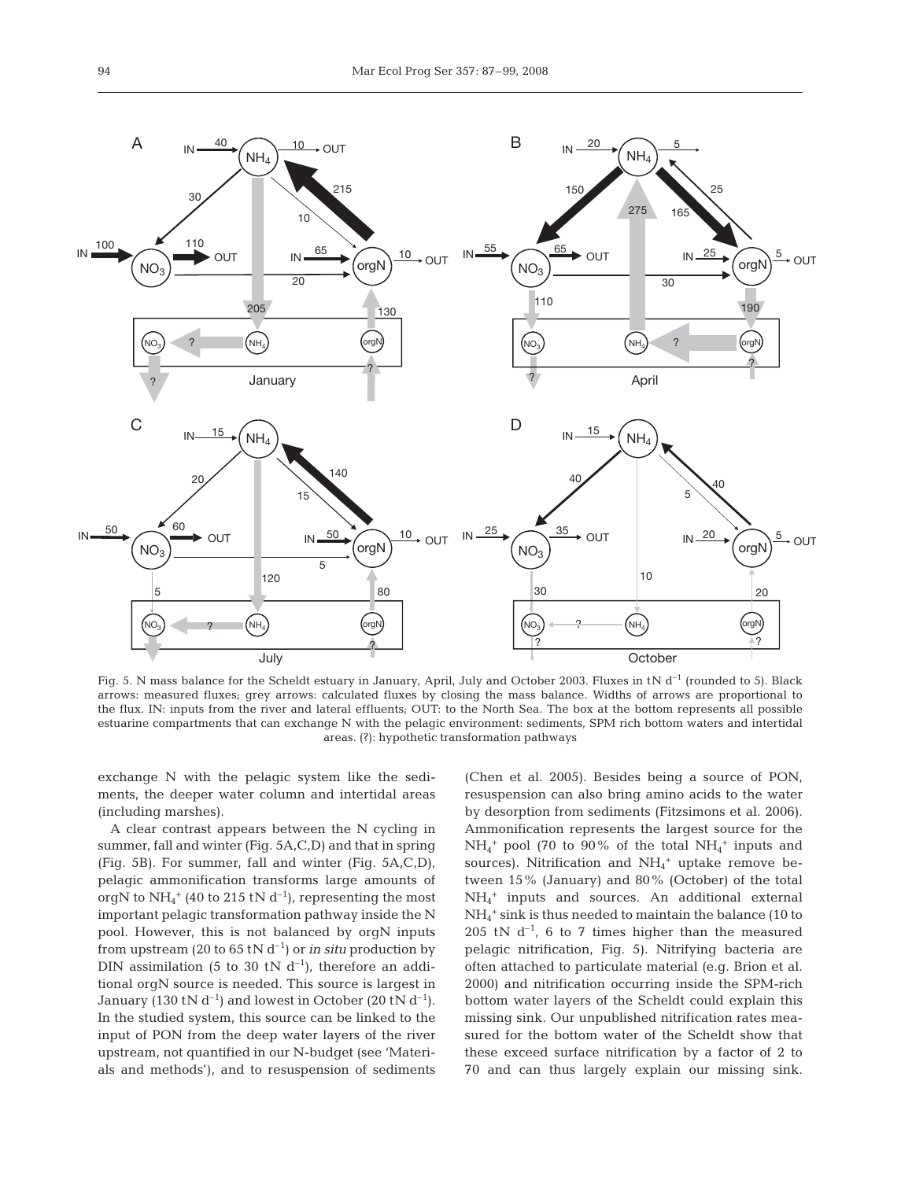Fig. 5. N mass balance for the Scheldt estuary in January, April, July and October 2003. Fluxes in tN $d^{-1}$ (rounded to 5). Black arrows: measured fluxes; grey arrows: calculated fluxes by closing the mass balance. Widths of arrows are proportional to the flux. IN: inputs from the river and lateral effluents; OUT: to the North Sea. The box at the bottom represents all possible estuarine compartments that can exchange N with the pelagic environment: sediments, SPM rich bottom waters and intertidal areas. (?): hypothetic transformation pathways

exchange N with the pelagic system like the sediments, the deeper water column and intertidal areas (including marshes).

A clear contrast appears between the N cycling in summer, fall and winter (Fig. 5A,C,D) and that in spring (Fig. 5B). For summer, fall and winter (Fig. 5A,C,D), pelagic ammonification transforms large amounts of orgN to $NH_4^+$ (40 to 215 tN $d^{-1}$), representing the most important pelagic transformation pathway inside the N pool. However, this is not balanced by orgN inputs from upstream (20 to 65 tN $d^{-1}$) or *in situ* production by DIN assimilation (5 to 30 tN $d^{-1}$), therefore an additional orgN source is needed. This source is largest in January (130 tN $d^{-1}$) and lowest in October (20 tN $d^{-1}$). In the studied system, this source can be linked to the input of PON from the deep water layers of the river upstream, not quantified in our N-budget (see 'Materials and methods'), and to resuspension of sediments (Chen et al. 2005). Besides being a source of PON, resuspension can also bring amino acids to the water by desorption from sediments (Fitzsimons et al. 2006). Ammonification represents the largest source for the $NH_4^+$ pool (70 to 90% of the total $NH_4^+$ inputs and sources). Nitrification and $NH_4^+$ uptake remove between 15% (January) and 80% (October) of the total $NH_4^+$ inputs and sources. An additional external $NH_4^+$ sink is thus needed to maintain the balance (10 to 205 tN $d^{-1}$, 6 to 7 times higher than the measured pelagic nitrification, Fig. 5). Nitrifying bacteria are often attached to particulate material (e.g. Brion et al. 2000) and nitrification occurring inside the SPM-rich bottom water layers of the Scheldt could explain this missing sink. Our unpublished nitrification rates measured for the bottom water of the Scheldt show that these exceed surface nitrification by a factor of 2 to 70 and can thus largely explain our missing sink.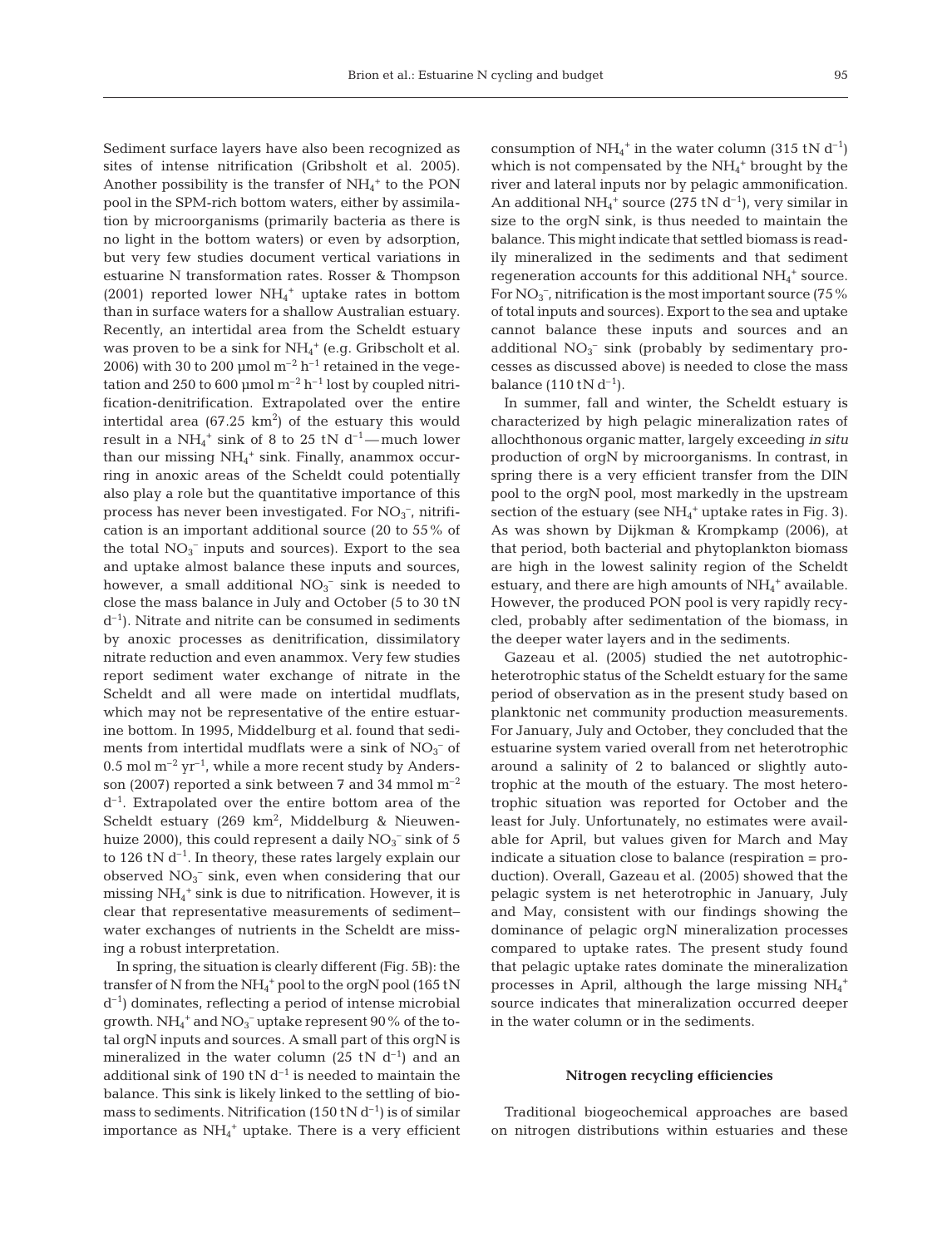Sediment surface layers have also been recognized as sites of intense nitrification (Gribsholt et al. 2005). Another possibility is the transfer of $NH_4^+$ to the PON pool in the SPM-rich bottom waters, either by assimilation by microorganisms (primarily bacteria as there is no light in the bottom waters) or even by adsorption, but very few studies document vertical variations in estuarine N transformation rates. Rosser & Thompson (2001) reported lower $NH_4^+$ uptake rates in bottom than in surface waters for a shallow Australian estuary. Recently, an intertidal area from the Scheldt estuary was proven to be a sink for $NH_4^+$ (e.g. Gribsholt et al. 2006) with 30 to 200 µmol $m^{-2}$ $h^{-1}$ retained in the vegetation and 250 to 600 µmol $m^{-2}$ $h^{-1}$ lost by coupled nitrification-denitrification. Extrapolated over the entire intertidal area (67.25 $km^2$) of the estuary this would result in a $NH_4^+$ sink of 8 to 25 tN $d^{-1}$—much lower than our missing $NH_4^+$ sink. Finally, anammox occurring in anoxic areas of the Scheldt could potentially also play a role but the quantitative importance of this process has never been investigated. For $NO_3^-$, nitrification is an important additional source (20 to 55% of the total $NO_3^-$ inputs and sources). Export to the sea and uptake almost balance these inputs and sources, however, a small additional $NO_3^-$ sink is needed to close the mass balance in July and October (5 to 30 tN $d^{-1}$). Nitrate and nitrite can be consumed in sediments by anoxic processes as denitrification, dissimilatory nitrate reduction and even anammox. Very few studies report sediment water exchange of nitrate in the Scheldt and all were made on intertidal mudflats, which may not be representative of the entire estuarine bottom. In 1995, Middelburg et al. found that sediments from intertidal mudflats were a sink of $NO_3^-$ of 0.5 mol $m^{-2}$ $yr^{-1}$, while a more recent study by Andersson (2007) reported a sink between 7 and 34 mmol $m^{-2}$ $d^{-1}$. Extrapolated over the entire bottom area of the Scheldt estuary (269 $km^2$, Middelburg & Nieuwenhuize 2000), this could represent a daily $NO_3^-$ sink of 5 to 126 tN $d^{-1}$. In theory, these rates largely explain our observed $NO_3^-$ sink, even when considering that our missing $NH_4^+$ sink is due to nitrification. However, it is clear that representative measurements of sediment–water exchanges of nutrients in the Scheldt are missing a robust interpretation.

In spring, the situation is clearly different (Fig. 5B): the transfer of N from the $NH_4^+$ pool to the orgN pool (165 tN $d^{-1}$) dominates, reflecting a period of intense microbial growth. $NH_4^+$ and $NO_3^-$ uptake represent 90% of the total orgN inputs and sources. A small part of this orgN is mineralized in the water column (25 tN $d^{-1}$) and an additional sink of 190 tN $d^{-1}$ is needed to maintain the balance. This sink is likely linked to the settling of biomass to sediments. Nitrification (150 tN $d^{-1}$) is of similar importance as $NH_4^+$ uptake. There is a very efficient consumption of $NH_4^+$ in the water column (315 tN $d^{-1}$) which is not compensated by the $NH_4^+$ brought by the river and lateral inputs nor by pelagic ammonification. An additional $NH_4^+$ source (275 tN $d^{-1}$), very similar in size to the orgN sink, is thus needed to maintain the balance. This might indicate that settled biomass is readily mineralized in the sediments and that sediment regeneration accounts for this additional $NH_4^+$ source. For $NO_3^-$, nitrification is the most important source (75% of total inputs and sources). Export to the sea and uptake cannot balance these inputs and sources and an additional $NO_3^-$ sink (probably by sedimentary processes as discussed above) is needed to close the mass balance (110 tN $d^{-1}$).

In summer, fall and winter, the Scheldt estuary is characterized by high pelagic mineralization rates of allochthonous organic matter, largely exceeding *in situ* production of orgN by microorganisms. In contrast, in spring there is a very efficient transfer from the DIN pool to the orgN pool, most markedly in the upstream section of the estuary (see $NH_4^+$ uptake rates in Fig. 3). As was shown by Dijkman & Kromkamp (2006), at that period, both bacterial and phytoplankton biomass are high in the lowest salinity region of the Scheldt estuary, and there are high amounts of $NH_4^+$ available. However, the produced PON pool is very rapidly recycled, probably after sedimentation of the biomass, in the deeper water layers and in the sediments.

Gazeau et al. (2005) studied the net autotrophic-heterotrophic status of the Scheldt estuary for the same period of observation as in the present study based on planktonic net community production measurements. For January, July and October, they concluded that the estuarine system varied overall from net heterotrophic around a salinity of 2 to balanced or slightly autotrophic at the mouth of the estuary. The most heterotrophic situation was reported for October and the least for July. Unfortunately, no estimates were available for April, but values given for March and May indicate a situation close to balance (respiration = production). Overall, Gazeau et al. (2005) showed that the pelagic system is net heterotrophic in January, July and May, consistent with our findings showing the dominance of pelagic orgN mineralization processes compared to uptake rates. The present study found that pelagic uptake rates dominate the mineralization processes in April, although the large missing $NH_4^+$ source indicates that mineralization occurred deeper in the water column or in the sediments.

### Nitrogen recycling efficiencies

Traditional biogeochemical approaches are based on nitrogen distributions within estuaries and these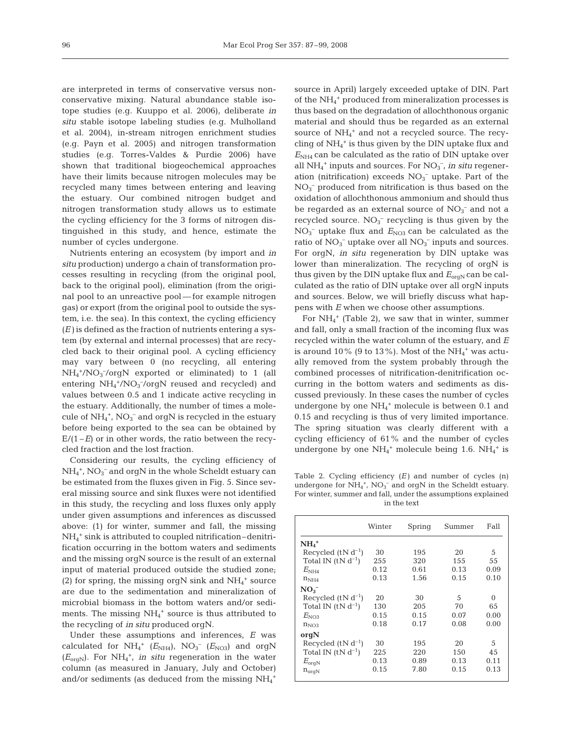are interpreted in terms of conservative versus non-conservative mixing. Natural abundance stable isotope studies (e.g. Kuuppo et al. 2006), deliberate *in situ* stable isotope labeling studies (e.g. Mulholland et al. 2004), in-stream nitrogen enrichment studies (e.g. Payn et al. 2005) and nitrogen transformation studies (e.g. Torres-Valdes & Purdie 2006) have shown that traditional biogeochemical approaches have their limits because nitrogen molecules may be recycled many times between entering and leaving the estuary. Our combined nitrogen budget and nitrogen transformation study allows us to estimate the cycling efficiency for the 3 forms of nitrogen distinguished in this study, and hence, estimate the number of cycles undergone.

Nutrients entering an ecosystem (by import and *in situ* production) undergo a chain of transformation processes resulting in recycling (from the original pool, back to the original pool), elimination (from the original pool to an unreactive pool — for example nitrogen gas) or export (from the original pool to outside the system, i.e. the sea). In this context, the cycling efficiency ($E$) is defined as the fraction of nutrients entering a system (by external and internal processes) that are recycled back to their original pool. A cycling efficiency may vary between 0 (no recycling, all entering $NH_4^+$/$NO_3^-$/orgN exported or eliminated) to 1 (all entering $NH_4^+$/$NO_3^-$/orgN reused and recycled) and values between 0.5 and 1 indicate active recycling in the estuary. Additionally, the number of times a molecule of $NH_4^+$, $NO_3^-$ and orgN is recycled in the estuary before being exported to the sea can be obtained by $E/(1-E)$ or in other words, the ratio between the recycled fraction and the lost fraction.

Considering our results, the cycling efficiency of $NH_4^+$, $NO_3^-$ and orgN in the whole Scheldt estuary can be estimated from the fluxes given in Fig. 5. Since several missing source and sink fluxes were not identified in this study, the recycling and loss fluxes only apply under given assumptions and inferences as discussed above: (1) for winter, summer and fall, the missing $NH_4^+$ sink is attributed to coupled nitrification–denitrification occurring in the bottom waters and sediments and the missing orgN source is the result of an external input of material produced outside the studied zone; (2) for spring, the missing orgN sink and $NH_4^+$ source are due to the sedimentation and mineralization of microbial biomass in the bottom waters and/or sediments. The missing $NH_4^+$ source is thus attributed to the recycling of *in situ* produced orgN.

Under these assumptions and inferences, $E$ was calculated for $NH_4^+$ ($E_{NH4}$), $NO_3^-$ ($E_{NO3}$) and orgN ($E_{orgN}$). For $NH_4^+$, *in situ* regeneration in the water column (as measured in January, July and October) and/or sediments (as deduced from the missing $NH_4^+$ source in April) largely exceeded uptake of DIN. Part of the $NH_4^+$ produced from mineralization processes is thus based on the degradation of allochthonous organic material and should thus be regarded as an external source of $NH_4^+$ and not a recycled source. The recycling of $NH_4^+$ is thus given by the DIN uptake flux and $E_{NH4}$ can be calculated as the ratio of DIN uptake over all $NH_4^+$ inputs and sources. For $NO_3^-$, *in situ* regeneration (nitrification) exceeds $NO_3^-$ uptake. Part of the $NO_3^-$ produced from nitrification is thus based on the oxidation of allochthonous ammonium and should thus be regarded as an external source of $NO_3^-$ and not a recycled source. $NO_3^-$ recycling is thus given by the $NO_3^-$ uptake flux and $E_{NO3}$ can be calculated as the ratio of $NO_3^-$ uptake over all $NO_3^-$ inputs and sources. For orgN, *in situ* regeneration by DIN uptake was lower than mineralization. The recycling of orgN is thus given by the DIN uptake flux and $E_{orgN}$ can be calculated as the ratio of DIN uptake over all orgN inputs and sources. Below, we will briefly discuss what happens with $E$ when we choose other assumptions.

For $NH_4^+$ (Table 2), we saw that in winter, summer and fall, only a small fraction of the incoming flux was recycled within the water column of the estuary, and $E$ is around 10% (9 to 13%). Most of the $NH_4^+$ was actually removed from the system probably through the combined processes of nitrification-denitrification occurring in the bottom waters and sediments as discussed previously. In these cases the number of cycles undergone by one $NH_4^+$ molecule is between 0.1 and 0.15 and recycling is thus of very limited importance. The spring situation was clearly different with a cycling efficiency of 61% and the number of cycles undergone by one $NH_4^+$ molecule being 1.6. $NH_4^+$ is

Table 2. Cycling efficiency ($E$) and number of cycles (n) undergone for $NH_4^+$, $NO_3^-$ and orgN in the Scheldt estuary. For winter, summer and fall, under the assumptions explained in the text

| | Winter | Spring | Summer | Fall |
|---|---|---|---|---|
| **$NH_4^+$** | | | | |
| Recycled (tN $d^{-1}$) | 30 | 195 | 20 | 5 |
| Total IN (tN $d^{-1}$) | 255 | 320 | 155 | 55 |
| $E_{NH4}$ | 0.12 | 0.61 | 0.13 | 0.09 |
| $n_{NH4}$ | 0.13 | 1.56 | 0.15 | 0.10 |
| **$NO_3^-$** | | | | |
| Recycled (tN $d^{-1}$) | 20 | 30 | 5 | 0 |
| Total IN (tN $d^{-1}$) | 130 | 205 | 70 | 65 |
| $E_{NO3}$ | 0.15 | 0.15 | 0.07 | 0.00 |
| $n_{NO3}$ | 0.18 | 0.17 | 0.08 | 0.00 |
| **orgN** | | | | |
| Recycled (tN $d^{-1}$) | 30 | 195 | 20 | 5 |
| Total IN (tN $d^{-1}$) | 225 | 220 | 150 | 45 |
| $E_{orgN}$ | 0.13 | 0.89 | 0.13 | 0.11 |
| $n_{orgN}$ | 0.15 | 7.80 | 0.15 | 0.13 |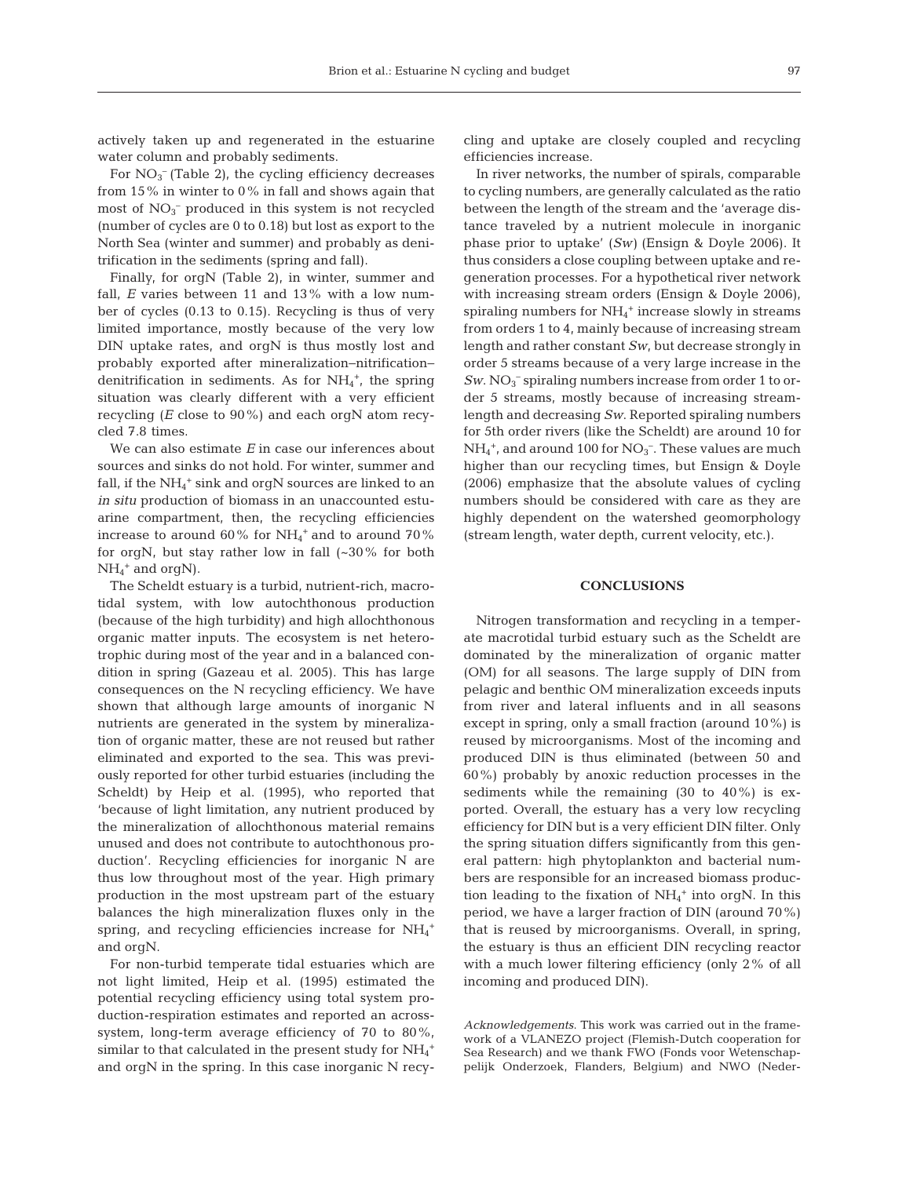actively taken up and regenerated in the estuarine water column and probably sediments.

For $NO_3^-$ (Table 2), the cycling efficiency decreases from 15% in winter to 0% in fall and shows again that most of $NO_3^-$ produced in this system is not recycled (number of cycles are 0 to 0.18) but lost as export to the North Sea (winter and summer) and probably as denitrification in the sediments (spring and fall).

Finally, for orgN (Table 2), in winter, summer and fall, *E* varies between 11 and 13% with a low number of cycles (0.13 to 0.15). Recycling is thus of very limited importance, mostly because of the very low DIN uptake rates, and orgN is thus mostly lost and probably exported after mineralization–nitrification–denitrification in sediments. As for $NH_4^+$, the spring situation was clearly different with a very efficient recycling (*E* close to 90%) and each orgN atom recycled 7.8 times.

We can also estimate *E* in case our inferences about sources and sinks do not hold. For winter, summer and fall, if the $NH_4^+$ sink and orgN sources are linked to an *in situ* production of biomass in an unaccounted estuarine compartment, then, the recycling efficiencies increase to around 60% for $NH_4^+$ and to around 70% for orgN, but stay rather low in fall (~30% for both $NH_4^+$ and orgN).

The Scheldt estuary is a turbid, nutrient-rich, macrotidal system, with low autochthonous production (because of the high turbidity) and high allochthonous organic matter inputs. The ecosystem is net heterotrophic during most of the year and in a balanced condition in spring (Gazeau et al. 2005). This has large consequences on the N recycling efficiency. We have shown that although large amounts of inorganic N nutrients are generated in the system by mineralization of organic matter, these are not reused but rather eliminated and exported to the sea. This was previously reported for other turbid estuaries (including the Scheldt) by Heip et al. (1995), who reported that 'because of light limitation, any nutrient produced by the mineralization of allochthonous material remains unused and does not contribute to autochthonous production'. Recycling efficiencies for inorganic N are thus low throughout most of the year. High primary production in the most upstream part of the estuary balances the high mineralization fluxes only in the spring, and recycling efficiencies increase for $NH_4^+$ and orgN.

For non-turbid temperate tidal estuaries which are not light limited, Heip et al. (1995) estimated the potential recycling efficiency using total system production-respiration estimates and reported an across-system, long-term average efficiency of 70 to 80%, similar to that calculated in the present study for $NH_4^+$ and orgN in the spring. In this case inorganic N recycling and uptake are closely coupled and recycling efficiencies increase.

In river networks, the number of spirals, comparable to cycling numbers, are generally calculated as the ratio between the length of the stream and the 'average distance traveled by a nutrient molecule in inorganic phase prior to uptake' (*Sw*) (Ensign & Doyle 2006). It thus considers a close coupling between uptake and regeneration processes. For a hypothetical river network with increasing stream orders (Ensign & Doyle 2006), spiraling numbers for $NH_4^+$ increase slowly in streams from orders 1 to 4, mainly because of increasing stream length and rather constant *Sw*, but decrease strongly in order 5 streams because of a very large increase in the *Sw*. $NO_3^-$ spiraling numbers increase from order 1 to order 5 streams, mostly because of increasing stream length and decreasing *Sw*. Reported spiraling numbers for 5th order rivers (like the Scheldt) are around 10 for $NH_4^+$, and around 100 for $NO_3^-$. These values are much higher than our recycling times, but Ensign & Doyle (2006) emphasize that the absolute values of cycling numbers should be considered with care as they are highly dependent on the watershed geomorphology (stream length, water depth, current velocity, etc.).

## CONCLUSIONS

Nitrogen transformation and recycling in a temperate macrotidal turbid estuary such as the Scheldt are dominated by the mineralization of organic matter (OM) for all seasons. The large supply of DIN from pelagic and benthic OM mineralization exceeds inputs from river and lateral influents and in all seasons except in spring, only a small fraction (around 10%) is reused by microorganisms. Most of the incoming and produced DIN is thus eliminated (between 50 and 60%) probably by anoxic reduction processes in the sediments while the remaining (30 to 40%) is exported. Overall, the estuary has a very low recycling efficiency for DIN but is a very efficient DIN filter. Only the spring situation differs significantly from this general pattern: high phytoplankton and bacterial numbers are responsible for an increased biomass production leading to the fixation of $NH_4^+$ into orgN. In this period, we have a larger fraction of DIN (around 70%) that is reused by microorganisms. Overall, in spring, the estuary is thus an efficient DIN recycling reactor with a much lower filtering efficiency (only 2% of all incoming and produced DIN).

*Acknowledgements.* This work was carried out in the framework of a VLANEZO project (Flemish-Dutch cooperation for Sea Research) and we thank FWO (Fonds voor Wetenschappelijk Onderzoek, Flanders, Belgium) and NWO (Neder-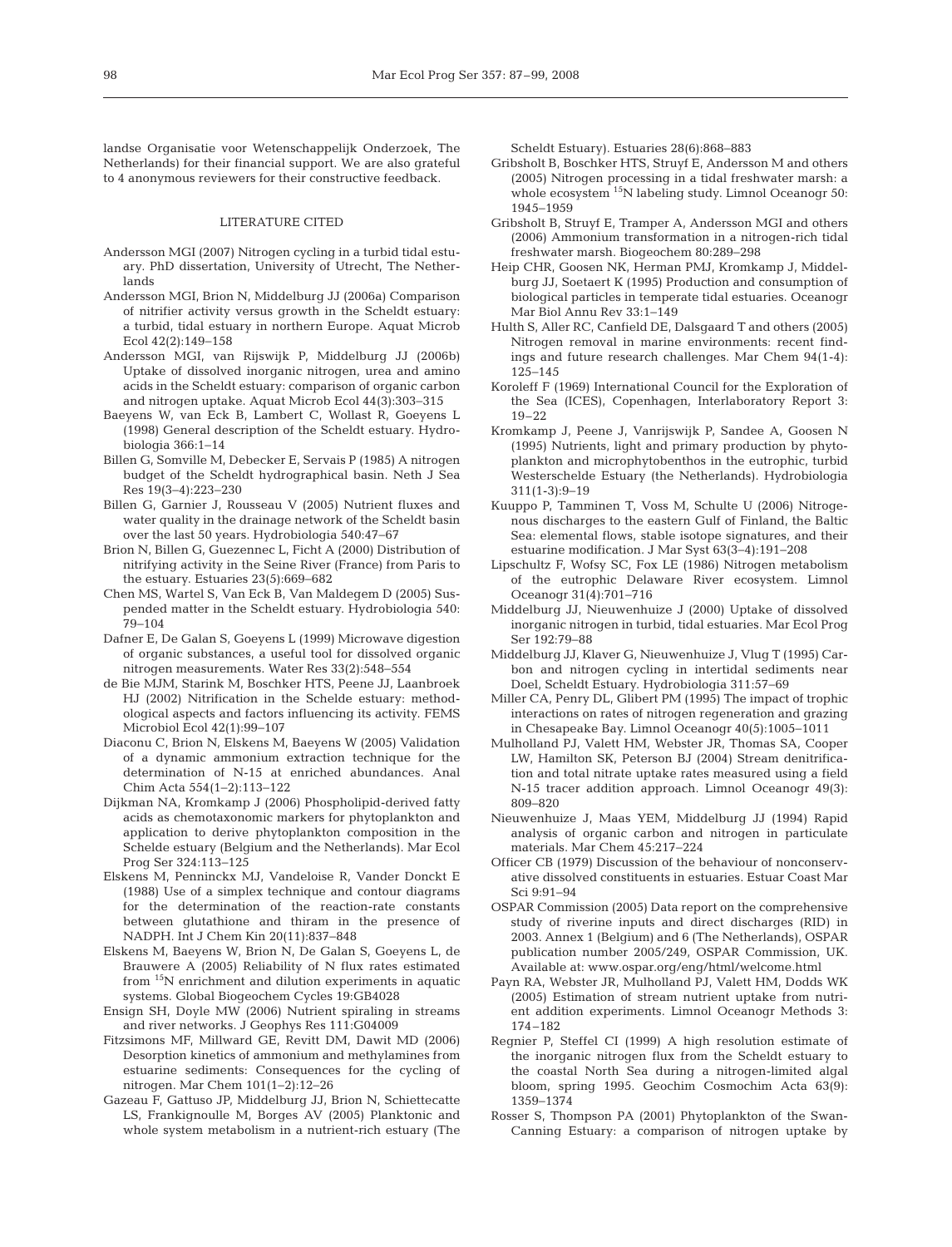landse Organisatie voor Wetenschappelijk Onderzoek, The Netherlands) for their financial support. We are also grateful to 4 anonymous reviewers for their constructive feedback.

## LITERATURE CITED

Andersson MGI (2007) Nitrogen cycling in a turbid tidal estuary. PhD dissertation, University of Utrecht, The Netherlands

Andersson MGI, Brion N, Middelburg JJ (2006a) Comparison of nitrifier activity versus growth in the Scheldt estuary: a turbid, tidal estuary in northern Europe. Aquat Microb Ecol 42(2):149–158

Andersson MGI, van Rijswijk P, Middelburg JJ (2006b) Uptake of dissolved inorganic nitrogen, urea and amino acids in the Scheldt estuary: comparison of organic carbon and nitrogen uptake. Aquat Microb Ecol 44(3):303–315

Baeyens W, van Eck B, Lambert C, Wollast R, Goeyens L (1998) General description of the Scheldt estuary. Hydrobiologia 366:1–14

Billen G, Somville M, Debecker E, Servais P (1985) A nitrogen budget of the Scheldt hydrographical basin. Neth J Sea Res 19(3–4):223–230

Billen G, Garnier J, Rousseau V (2005) Nutrient fluxes and water quality in the drainage network of the Scheldt basin over the last 50 years. Hydrobiologia 540:47–67

Brion N, Billen G, Guezennec L, Ficht A (2000) Distribution of nitrifying activity in the Seine River (France) from Paris to the estuary. Estuaries 23(5):669–682

Chen MS, Wartel S, Van Eck B, Van Maldegem D (2005) Suspended matter in the Scheldt estuary. Hydrobiologia 540: 79–104

Dafner E, De Galan S, Goeyens L (1999) Microwave digestion of organic substances, a useful tool for dissolved organic nitrogen measurements. Water Res 33(2):548–554

de Bie MJM, Starink M, Boschker HTS, Peene JJ, Laanbroek HJ (2002) Nitrification in the Schelde estuary: methodological aspects and factors influencing its activity. FEMS Microbiol Ecol 42(1):99–107

Diaconu C, Brion N, Elskens M, Baeyens W (2005) Validation of a dynamic ammonium extraction technique for the determination of N-15 at enriched abundances. Anal Chim Acta 554(1–2):113–122

Dijkman NA, Kromkamp J (2006) Phospholipid-derived fatty acids as chemotaxonomic markers for phytoplankton and application to derive phytoplankton composition in the Schelde estuary (Belgium and the Netherlands). Mar Ecol Prog Ser 324:113–125

Elskens M, Penninckx MJ, Vandeloise R, Vander Donckt E (1988) Use of a simplex technique and contour diagrams for the determination of the reaction-rate constants between glutathione and thiram in the presence of NADPH. Int J Chem Kin 20(11):837–848

Elskens M, Baeyens W, Brion N, De Galan S, Goeyens L, de Brauwere A (2005) Reliability of N flux rates estimated from $^{15}N$ enrichment and dilution experiments in aquatic systems. Global Biogeochem Cycles 19:GB4028

Ensign SH, Doyle MW (2006) Nutrient spiraling in streams and river networks. J Geophys Res 111:G04009

Fitzsimons MF, Millward GE, Revitt DM, Dawit MD (2006) Desorption kinetics of ammonium and methylamines from estuarine sediments: Consequences for the cycling of nitrogen. Mar Chem 101(1–2):12–26

Gazeau F, Gattuso JP, Middelburg JJ, Brion N, Schiettecatte LS, Frankignoulle M, Borges AV (2005) Planktonic and whole system metabolism in a nutrient-rich estuary (The Scheldt Estuary). Estuaries 28(6):868–883

Gribsholt B, Boschker HTS, Struyf E, Andersson M and others (2005) Nitrogen processing in a tidal freshwater marsh: a whole ecosystem $^{15}N$ labeling study. Limnol Oceanogr 50: 1945–1959

Gribsholt B, Struyf E, Tramper A, Andersson MGI and others (2006) Ammonium transformation in a nitrogen-rich tidal freshwater marsh. Biogeochem 80:289–298

Heip CHR, Goosen NK, Herman PMJ, Kromkamp J, Middelburg JJ, Soetaert K (1995) Production and consumption of biological particles in temperate tidal estuaries. Oceanogr Mar Biol Annu Rev 33:1–149

Hulth S, Aller RC, Canfield DE, Dalsgaard T and others (2005) Nitrogen removal in marine environments: recent findings and future research challenges. Mar Chem 94(1-4): 125–145

Koroleff F (1969) International Council for the Exploration of the Sea (ICES), Copenhagen, Interlaboratory Report 3: 19–22

Kromkamp J, Peene J, Vanrijswijk P, Sandee A, Goosen N (1995) Nutrients, light and primary production by phytoplankton and microphytobenthos in the eutrophic, turbid Westerschelde Estuary (the Netherlands). Hydrobiologia 311(1-3):9–19

Kuuppo P, Tamminen T, Voss M, Schulte U (2006) Nitrogenous discharges to the eastern Gulf of Finland, the Baltic Sea: elemental flows, stable isotope signatures, and their estuarine modification. J Mar Syst 63(3–4):191–208

Lipschultz F, Wofsy SC, Fox LE (1986) Nitrogen metabolism of the eutrophic Delaware River ecosystem. Limnol Oceanogr 31(4):701–716

Middelburg JJ, Nieuwenhuize J (2000) Uptake of dissolved inorganic nitrogen in turbid, tidal estuaries. Mar Ecol Prog Ser 192:79–88

Middelburg JJ, Klaver G, Nieuwenhuize J, Vlug T (1995) Carbon and nitrogen cycling in intertidal sediments near Doel, Scheldt Estuary. Hydrobiologia 311:57–69

Miller CA, Penry DL, Glibert PM (1995) The impact of trophic interactions on rates of nitrogen regeneration and grazing in Chesapeake Bay. Limnol Oceanogr 40(5):1005–1011

Mulholland PJ, Valett HM, Webster JR, Thomas SA, Cooper LW, Hamilton SK, Peterson BJ (2004) Stream denitrification and total nitrate uptake rates measured using a field N-15 tracer addition approach. Limnol Oceanogr 49(3): 809–820

Nieuwenhuize J, Maas YEM, Middelburg JJ (1994) Rapid analysis of organic carbon and nitrogen in particulate materials. Mar Chem 45:217–224

Officer CB (1979) Discussion of the behaviour of nonconservative dissolved constituents in estuaries. Estuar Coast Mar Sci 9:91–94

OSPAR Commission (2005) Data report on the comprehensive study of riverine inputs and direct discharges (RID) in 2003. Annex 1 (Belgium) and 6 (The Netherlands), OSPAR publication number 2005/249, OSPAR Commission, UK. Available at: www.ospar.org/eng/html/welcome.html

Payn RA, Webster JR, Mulholland PJ, Valett HM, Dodds WK (2005) Estimation of stream nutrient uptake from nutrient addition experiments. Limnol Oceanogr Methods 3: 174–182

Regnier P, Steffel CI (1999) A high resolution estimate of the inorganic nitrogen flux from the Scheldt estuary to the coastal North Sea during a nitrogen-limited algal bloom, spring 1995. Geochim Cosmochim Acta 63(9): 1359–1374

Rosser S, Thompson PA (2001) Phytoplankton of the Swan-Canning Estuary: a comparison of nitrogen uptake by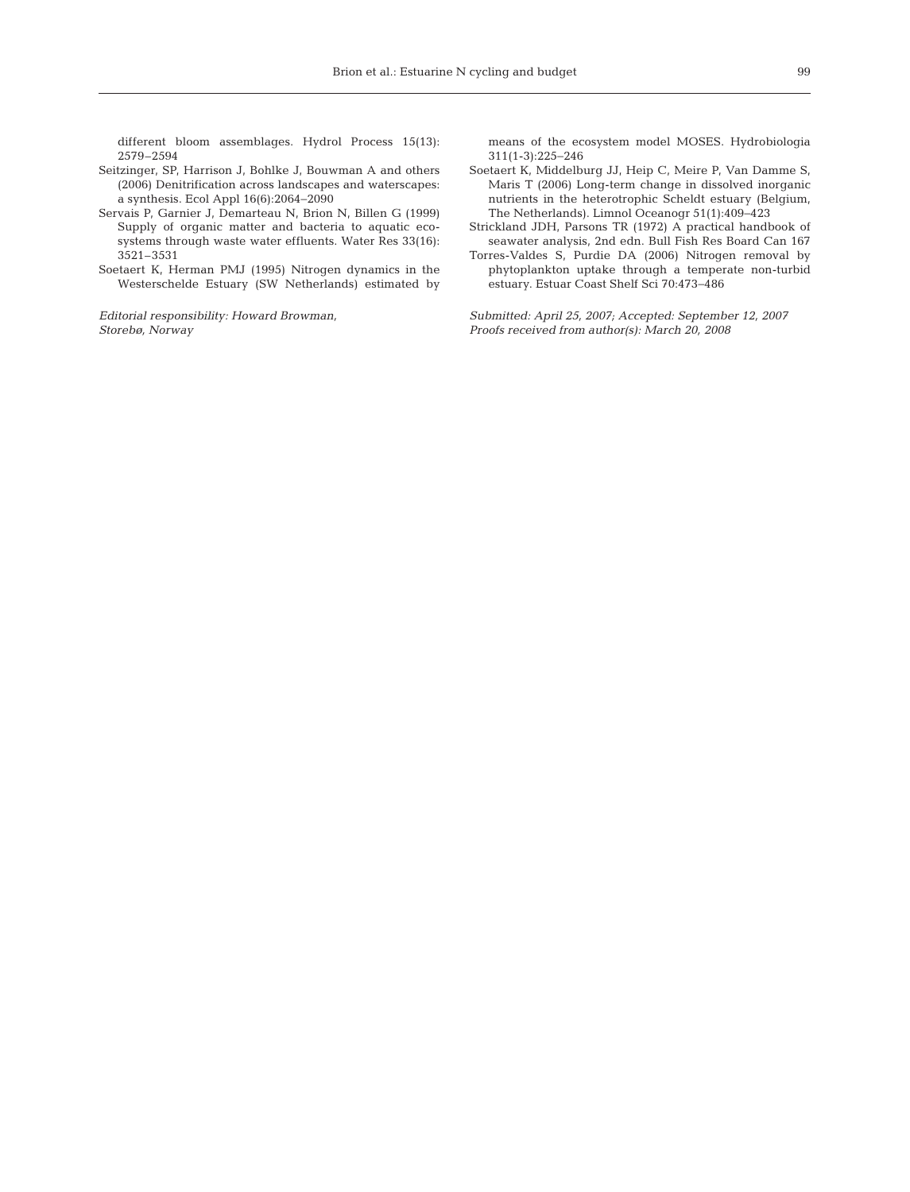different bloom assemblages. Hydrol Process 15(13): 2579–2594

Seitzinger, SP, Harrison J, Bohlke J, Bouwman A and others (2006) Denitrification across landscapes and waterscapes: a synthesis. Ecol Appl 16(6):2064–2090

Servais P, Garnier J, Demarteau N, Brion N, Billen G (1999) Supply of organic matter and bacteria to aquatic ecosystems through waste water effluents. Water Res 33(16): 3521–3531

Soetaert K, Herman PMJ (1995) Nitrogen dynamics in the Westerschelde Estuary (SW Netherlands) estimated by means of the ecosystem model MOSES. Hydrobiologia 311(1-3):225–246

Soetaert K, Middelburg JJ, Heip C, Meire P, Van Damme S, Maris T (2006) Long-term change in dissolved inorganic nutrients in the heterotrophic Scheldt estuary (Belgium, The Netherlands). Limnol Oceanogr 51(1):409–423

Strickland JDH, Parsons TR (1972) A practical handbook of seawater analysis, 2nd edn. Bull Fish Res Board Can 167

Torres-Valdes S, Purdie DA (2006) Nitrogen removal by phytoplankton uptake through a temperate non-turbid estuary. Estuar Coast Shelf Sci 70:473–486

*Editorial responsibility: Howard Browman, Storebø, Norway*

*Submitted: April 25, 2007; Accepted: September 12, 2007*
*Proofs received from author(s): March 20, 2008*